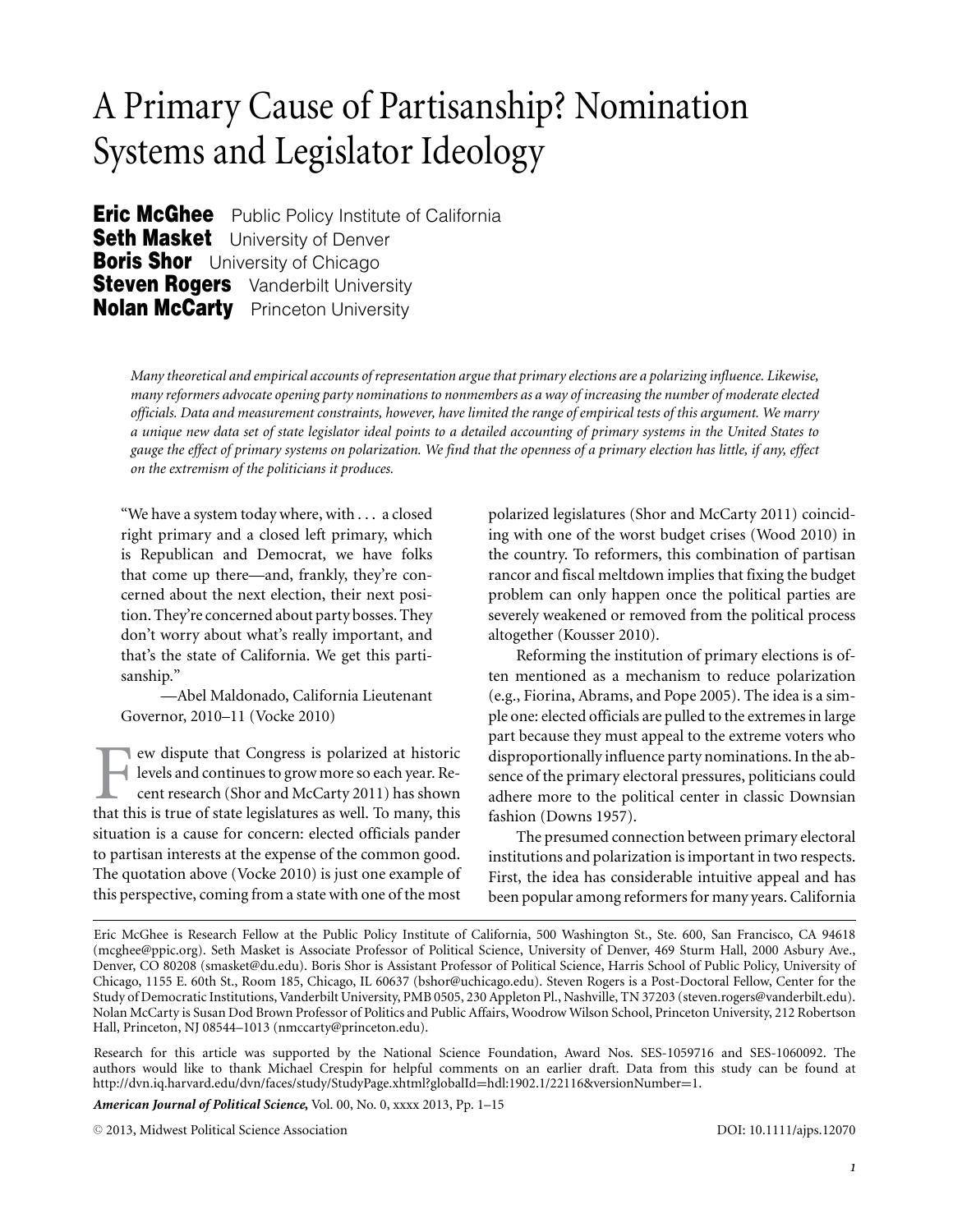# A Primary Cause of Partisanship? Nomination Systems and Legislator Ideology

**Eric McGhee** Public Policy Institute of California
**Seth Masket** University of Denver
**Boris Shor** University of Chicago
**Steven Rogers** Vanderbilt University
**Nolan McCarty** Princeton University

*Many theoretical and empirical accounts of representation argue that primary elections are a polarizing influence. Likewise, many reformers advocate opening party nominations to nonmembers as a way of increasing the number of moderate elected officials. Data and measurement constraints, however, have limited the range of empirical tests of this argument. We marry a unique new data set of state legislator ideal points to a detailed accounting of primary systems in the United States to gauge the effect of primary systems on polarization. We find that the openness of a primary election has little, if any, effect on the extremism of the politicians it produces.*

> "We have a system today where, with . . . a closed right primary and a closed left primary, which is Republican and Democrat, we have folks that come up there—and, frankly, they're concerned about the next election, their next position. They're concerned about party bosses. They don't worry about what's really important, and that's the state of California. We get this partisanship."
>
> —Abel Maldonado, California Lieutenant Governor, 2010–11 (Vocke 2010)

Few dispute that Congress is polarized at historic levels and continues to grow more so each year. Recent research (Shor and McCarty 2011) has shown that this is true of state legislatures as well. To many, this situation is a cause for concern: elected officials pander to partisan interests at the expense of the common good. The quotation above (Vocke 2010) is just one example of this perspective, coming from a state with one of the most polarized legislatures (Shor and McCarty 2011) coinciding with one of the worst budget crises (Wood 2010) in the country. To reformers, this combination of partisan rancor and fiscal meltdown implies that fixing the budget problem can only happen once the political parties are severely weakened or removed from the political process altogether (Kousser 2010).

Reforming the institution of primary elections is often mentioned as a mechanism to reduce polarization (e.g., Fiorina, Abrams, and Pope 2005). The idea is a simple one: elected officials are pulled to the extremes in large part because they must appeal to the extreme voters who disproportionally influence party nominations. In the absence of the primary electoral pressures, politicians could adhere more to the political center in classic Downsian fashion (Downs 1957).

The presumed connection between primary electoral institutions and polarization is important in two respects. First, the idea has considerable intuitive appeal and has been popular among reformers for many years. California

---

Eric McGhee is Research Fellow at the Public Policy Institute of California, 500 Washington St., Ste. 600, San Francisco, CA 94618 (mcghee@ppic.org). Seth Masket is Associate Professor of Political Science, University of Denver, 469 Sturm Hall, 2000 Asbury Ave., Denver, CO 80208 (smasket@du.edu). Boris Shor is Assistant Professor of Political Science, Harris School of Public Policy, University of Chicago, 1155 E. 60th St., Room 185, Chicago, IL 60637 (bshor@uchicago.edu). Steven Rogers is a Post-Doctoral Fellow, Center for the Study of Democratic Institutions, Vanderbilt University, PMB 0505, 230 Appleton Pl., Nashville, TN 37203 (steven.rogers@vanderbilt.edu). Nolan McCarty is Susan Dod Brown Professor of Politics and Public Affairs, Woodrow Wilson School, Princeton University, 212 Robertson Hall, Princeton, NJ 08544–1013 (nmccarty@princeton.edu).

Research for this article was supported by the National Science Foundation, Award Nos. SES-1059716 and SES-1060092. The authors would like to thank Michael Crespin for helpful comments on an earlier draft. Data from this study can be found at http://dvn.iq.harvard.edu/dvn/faces/study/StudyPage.xhtml?globalId=hdl:1902.1/22116&versionNumber=1.

*American Journal of Political Science*, Vol. 00, No. 0, xxxx 2013, Pp. 1–15

© 2013, Midwest Political Science Association DOI: 10.1111/ajps.12070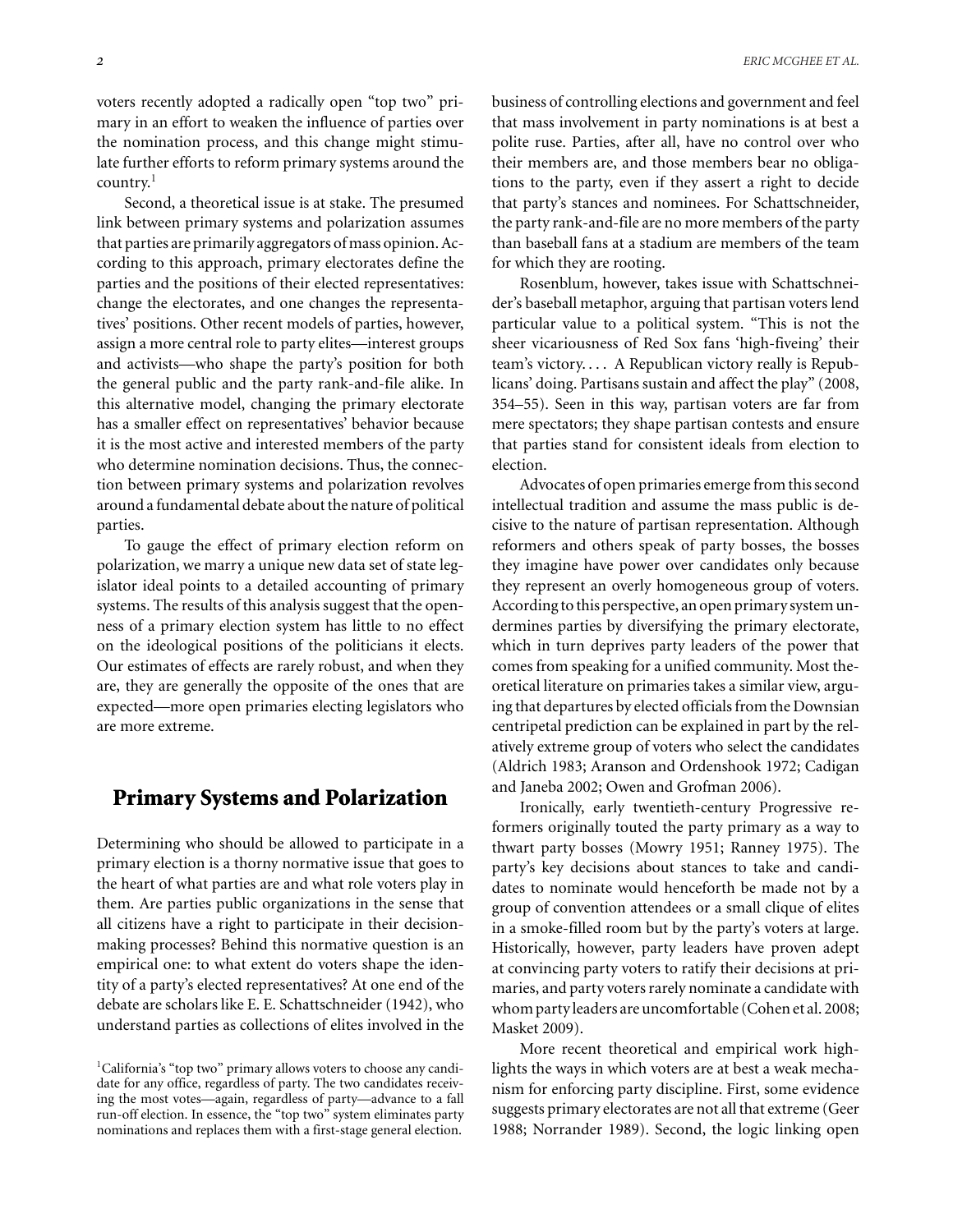voters recently adopted a radically open "top two" primary in an effort to weaken the influence of parties over the nomination process, and this change might stimulate further efforts to reform primary systems around the country.[1]

Second, a theoretical issue is at stake. The presumed link between primary systems and polarization assumes that parties are primarily aggregators of mass opinion. According to this approach, primary electorates define the parties and the positions of their elected representatives: change the electorates, and one changes the representatives' positions. Other recent models of parties, however, assign a more central role to party elites—interest groups and activists—who shape the party's position for both the general public and the party rank-and-file alike. In this alternative model, changing the primary electorate has a smaller effect on representatives' behavior because it is the most active and interested members of the party who determine nomination decisions. Thus, the connection between primary systems and polarization revolves around a fundamental debate about the nature of political parties.

To gauge the effect of primary election reform on polarization, we marry a unique new data set of state legislator ideal points to a detailed accounting of primary systems. The results of this analysis suggest that the openness of a primary election system has little to no effect on the ideological positions of the politicians it elects. Our estimates of effects are rarely robust, and when they are, they are generally the opposite of the ones that are expected—more open primaries electing legislators who are more extreme.

## Primary Systems and Polarization

Determining who should be allowed to participate in a primary election is a thorny normative issue that goes to the heart of what parties are and what role voters play in them. Are parties public organizations in the sense that all citizens have a right to participate in their decision-making processes? Behind this normative question is an empirical one: to what extent do voters shape the identity of a party's elected representatives? At one end of the debate are scholars like E. E. Schattschneider (1942), who understand parties as collections of elites involved in the business of controlling elections and government and feel that mass involvement in party nominations is at best a polite ruse. Parties, after all, have no control over who their members are, and those members bear no obligations to the party, even if they assert a right to decide that party's stances and nominees. For Schattschneider, the party rank-and-file are no more members of the party than baseball fans at a stadium are members of the team for which they are rooting.

Rosenblum, however, takes issue with Schattschneider's baseball metaphor, arguing that partisan voters lend particular value to a political system. "This is not the sheer vicariousness of Red Sox fans 'high-fiveing' their team's victory. . . . A Republican victory really is Republicans' doing. Partisans sustain and affect the play" (2008, 354–55). Seen in this way, partisan voters are far from mere spectators; they shape partisan contests and ensure that parties stand for consistent ideals from election to election.

Advocates of open primaries emerge from this second intellectual tradition and assume the mass public is decisive to the nature of partisan representation. Although reformers and others speak of party bosses, the bosses they imagine have power over candidates only because they represent an overly homogeneous group of voters. According to this perspective, an open primary system undermines parties by diversifying the primary electorate, which in turn deprives party leaders of the power that comes from speaking for a unified community. Most theoretical literature on primaries takes a similar view, arguing that departures by elected officials from the Downsian centripetal prediction can be explained in part by the relatively extreme group of voters who select the candidates (Aldrich 1983; Aranson and Ordenshook 1972; Cadigan and Janeba 2002; Owen and Grofman 2006).

Ironically, early twentieth-century Progressive reformers originally touted the party primary as a way to thwart party bosses (Mowry 1951; Ranney 1975). The party's key decisions about stances to take and candidates to nominate would henceforth be made not by a group of convention attendees or a small clique of elites in a smoke-filled room but by the party's voters at large. Historically, however, party leaders have proven adept at convincing party voters to ratify their decisions at primaries, and party voters rarely nominate a candidate with whom party leaders are uncomfortable (Cohen et al. 2008; Masket 2009).

More recent theoretical and empirical work highlights the ways in which voters are at best a weak mechanism for enforcing party discipline. First, some evidence suggests primary electorates are not all that extreme (Geer 1988; Norrander 1989). Second, the logic linking open

[1]California's "top two" primary allows voters to choose any candidate for any office, regardless of party. The two candidates receiving the most votes—again, regardless of party—advance to a fall run-off election. In essence, the "top two" system eliminates party nominations and replaces them with a first-stage general election.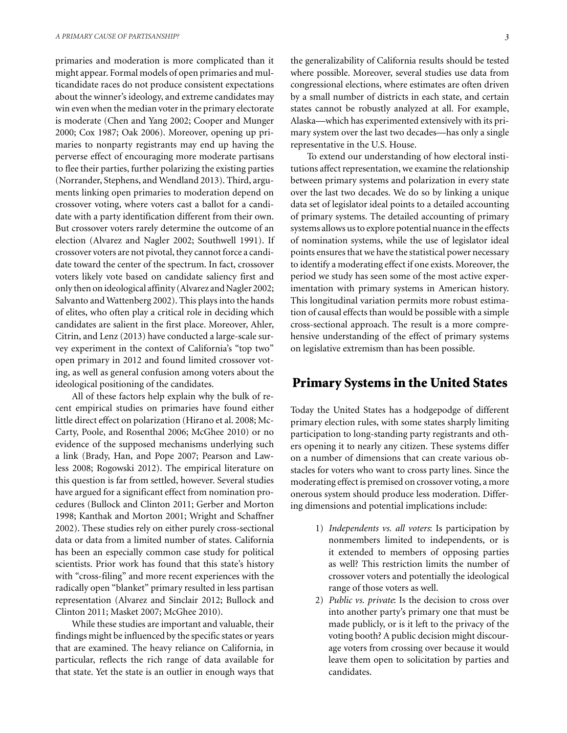primaries and moderation is more complicated than it might appear. Formal models of open primaries and multicandidate races do not produce consistent expectations about the winner's ideology, and extreme candidates may win even when the median voter in the primary electorate is moderate (Chen and Yang 2002; Cooper and Munger 2000; Cox 1987; Oak 2006). Moreover, opening up primaries to nonparty registrants may end up having the perverse effect of encouraging more moderate partisans to flee their parties, further polarizing the existing parties (Norrander, Stephens, and Wendland 2013). Third, arguments linking open primaries to moderation depend on crossover voting, where voters cast a ballot for a candidate with a party identification different from their own. But crossover voters rarely determine the outcome of an election (Alvarez and Nagler 2002; Southwell 1991). If crossover voters are not pivotal, they cannot force a candidate toward the center of the spectrum. In fact, crossover voters likely vote based on candidate saliency first and only then on ideological affinity (Alvarez and Nagler 2002; Salvanto and Wattenberg 2002). This plays into the hands of elites, who often play a critical role in deciding which candidates are salient in the first place. Moreover, Ahler, Citrin, and Lenz (2013) have conducted a large-scale survey experiment in the context of California's "top two" open primary in 2012 and found limited crossover voting, as well as general confusion among voters about the ideological positioning of the candidates.

All of these factors help explain why the bulk of recent empirical studies on primaries have found either little direct effect on polarization (Hirano et al. 2008; McCarty, Poole, and Rosenthal 2006; McGhee 2010) or no evidence of the supposed mechanisms underlying such a link (Brady, Han, and Pope 2007; Pearson and Lawless 2008; Rogowski 2012). The empirical literature on this question is far from settled, however. Several studies have argued for a significant effect from nomination procedures (Bullock and Clinton 2011; Gerber and Morton 1998; Kanthak and Morton 2001; Wright and Schaffner 2002). These studies rely on either purely cross-sectional data or data from a limited number of states. California has been an especially common case study for political scientists. Prior work has found that this state's history with "cross-filing" and more recent experiences with the radically open "blanket" primary resulted in less partisan representation (Alvarez and Sinclair 2012; Bullock and Clinton 2011; Masket 2007; McGhee 2010).

While these studies are important and valuable, their findings might be influenced by the specific states or years that are examined. The heavy reliance on California, in particular, reflects the rich range of data available for that state. Yet the state is an outlier in enough ways that the generalizability of California results should be tested where possible. Moreover, several studies use data from congressional elections, where estimates are often driven by a small number of districts in each state, and certain states cannot be robustly analyzed at all. For example, Alaska—which has experimented extensively with its primary system over the last two decades—has only a single representative in the U.S. House.

To extend our understanding of how electoral institutions affect representation, we examine the relationship between primary systems and polarization in every state over the last two decades. We do so by linking a unique data set of legislator ideal points to a detailed accounting of primary systems. The detailed accounting of primary systems allows us to explore potential nuance in the effects of nomination systems, while the use of legislator ideal points ensures that we have the statistical power necessary to identify a moderating effect if one exists. Moreover, the period we study has seen some of the most active experimentation with primary systems in American history. This longitudinal variation permits more robust estimation of causal effects than would be possible with a simple cross-sectional approach. The result is a more comprehensive understanding of the effect of primary systems on legislative extremism than has been possible.

## Primary Systems in the United States

Today the United States has a hodgepodge of different primary election rules, with some states sharply limiting participation to long-standing party registrants and others opening it to nearly any citizen. These systems differ on a number of dimensions that can create various obstacles for voters who want to cross party lines. Since the moderating effect is premised on crossover voting, a more onerous system should produce less moderation. Differing dimensions and potential implications include:

1) *Independents vs. all voters*: Is participation by nonmembers limited to independents, or is it extended to members of opposing parties as well? This restriction limits the number of crossover voters and potentially the ideological range of those voters as well.
2) *Public vs. private*: Is the decision to cross over into another party's primary one that must be made publicly, or is it left to the privacy of the voting booth? A public decision might discourage voters from crossing over because it would leave them open to solicitation by parties and candidates.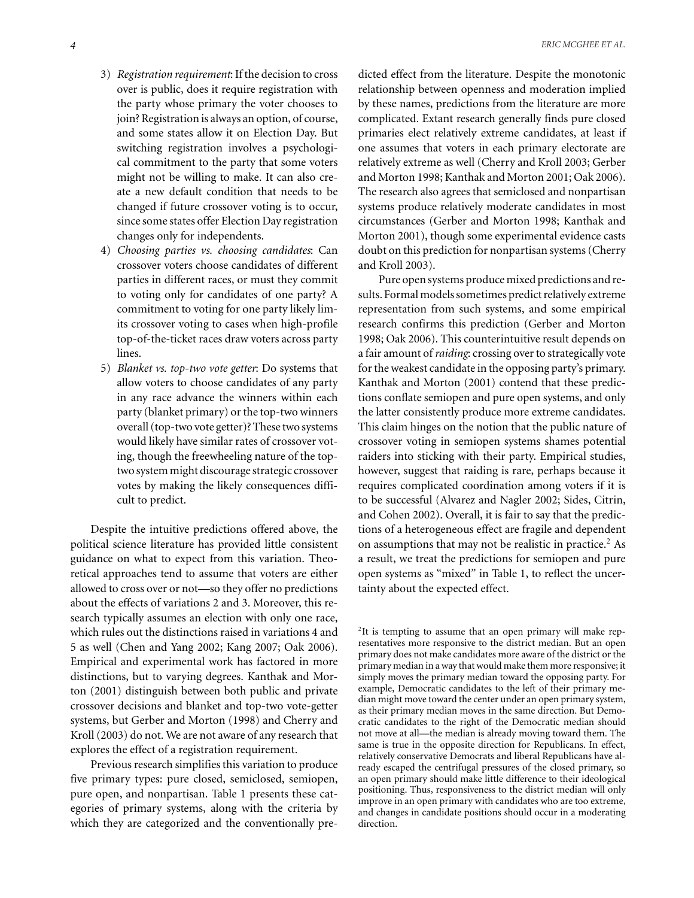3) *Registration requirement*: If the decision to cross over is public, does it require registration with the party whose primary the voter chooses to join? Registration is always an option, of course, and some states allow it on Election Day. But switching registration involves a psychological commitment to the party that some voters might not be willing to make. It can also create a new default condition that needs to be changed if future crossover voting is to occur, since some states offer Election Day registration changes only for independents.
4) *Choosing parties vs. choosing candidates*: Can crossover voters choose candidates of different parties in different races, or must they commit to voting only for candidates of one party? A commitment to voting for one party likely limits crossover voting to cases when high-profile top-of-the-ticket races draw voters across party lines.
5) *Blanket vs. top-two vote getter*: Do systems that allow voters to choose candidates of any party in any race advance the winners within each party (blanket primary) or the top-two winners overall (top-two vote getter)? These two systems would likely have similar rates of crossover voting, though the freewheeling nature of the top-two system might discourage strategic crossover votes by making the likely consequences difficult to predict.

Despite the intuitive predictions offered above, the political science literature has provided little consistent guidance on what to expect from this variation. Theoretical approaches tend to assume that voters are either allowed to cross over or not—so they offer no predictions about the effects of variations 2 and 3. Moreover, this research typically assumes an election with only one race, which rules out the distinctions raised in variations 4 and 5 as well (Chen and Yang 2002; Kang 2007; Oak 2006). Empirical and experimental work has factored in more distinctions, but to varying degrees. Kanthak and Morton (2001) distinguish between both public and private crossover decisions and blanket and top-two vote-getter systems, but Gerber and Morton (1998) and Cherry and Kroll (2003) do not. We are not aware of any research that explores the effect of a registration requirement.

Previous research simplifies this variation to produce five primary types: pure closed, semiclosed, semiopen, pure open, and nonpartisan. Table 1 presents these categories of primary systems, along with the criteria by which they are categorized and the conventionally predicted effect from the literature. Despite the monotonic relationship between openness and moderation implied by these names, predictions from the literature are more complicated. Extant research generally finds pure closed primaries elect relatively extreme candidates, at least if one assumes that voters in each primary electorate are relatively extreme as well (Cherry and Kroll 2003; Gerber and Morton 1998; Kanthak and Morton 2001; Oak 2006). The research also agrees that semiclosed and nonpartisan systems produce relatively moderate candidates in most circumstances (Gerber and Morton 1998; Kanthak and Morton 2001), though some experimental evidence casts doubt on this prediction for nonpartisan systems (Cherry and Kroll 2003).

Pure open systems produce mixed predictions and results. Formal models sometimes predict relatively extreme representation from such systems, and some empirical research confirms this prediction (Gerber and Morton 1998; Oak 2006). This counterintuitive result depends on a fair amount of *raiding*: crossing over to strategically vote for the weakest candidate in the opposing party's primary. Kanthak and Morton (2001) contend that these predictions conflate semiopen and pure open systems, and only the latter consistently produce more extreme candidates. This claim hinges on the notion that the public nature of crossover voting in semiopen systems shames potential raiders into sticking with their party. Empirical studies, however, suggest that raiding is rare, perhaps because it requires complicated coordination among voters if it is to be successful (Alvarez and Nagler 2002; Sides, Citrin, and Cohen 2002). Overall, it is fair to say that the predictions of a heterogeneous effect are fragile and dependent on assumptions that may not be realistic in practice.[2] As a result, we treat the predictions for semiopen and pure open systems as "mixed" in Table 1, to reflect the uncertainty about the expected effect.

[2]It is tempting to assume that an open primary will make representatives more responsive to the district median. But an open primary does not make candidates more aware of the district or the primary median in a way that would make them more responsive; it simply moves the primary median toward the opposing party. For example, Democratic candidates to the left of their primary median might move toward the center under an open primary system, as their primary median moves in the same direction. But Democratic candidates to the right of the Democratic median should not move at all—the median is already moving toward them. The same is true in the opposite direction for Republicans. In effect, relatively conservative Democrats and liberal Republicans have already escaped the centrifugal pressures of the closed primary, so an open primary should make little difference to their ideological positioning. Thus, responsiveness to the district median will only improve in an open primary with candidates who are too extreme, and changes in candidate positions should occur in a moderating direction.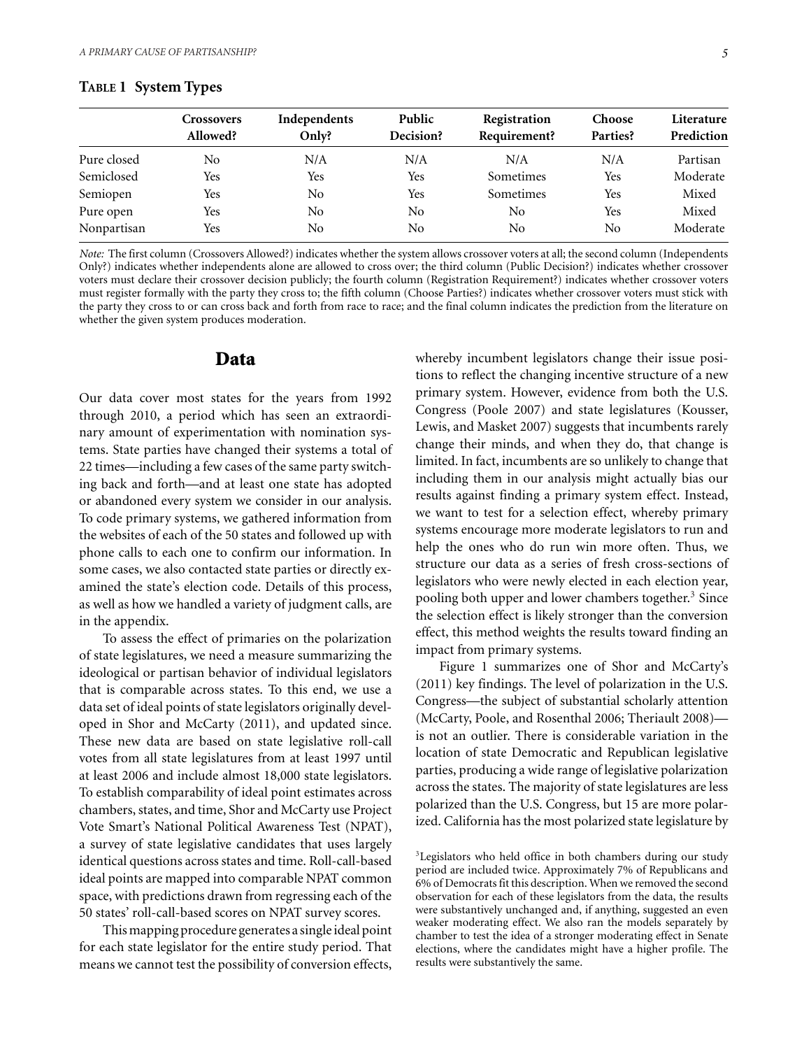**TABLE 1 System Types**

| | Crossovers Allowed? | Independents Only? | Public Decision? | Registration Requirement? | Choose Parties? | Literature Prediction |
|---|---|---|---|---|---|---|
| Pure closed | No | N/A | N/A | N/A | N/A | Partisan |
| Semiclosed | Yes | Yes | Yes | Sometimes | Yes | Moderate |
| Semiopen | Yes | No | Yes | Sometimes | Yes | Mixed |
| Pure open | Yes | No | No | No | Yes | Mixed |
| Nonpartisan | Yes | No | No | No | No | Moderate |

*Note:* The first column (Crossovers Allowed?) indicates whether the system allows crossover voters at all; the second column (Independents Only?) indicates whether independents alone are allowed to cross over; the third column (Public Decision?) indicates whether crossover voters must declare their crossover decision publicly; the fourth column (Registration Requirement?) indicates whether crossover voters must register formally with the party they cross to; the fifth column (Choose Parties?) indicates whether crossover voters must stick with the party they cross to or can cross back and forth from race to race; and the final column indicates the prediction from the literature on whether the given system produces moderation.

## Data

Our data cover most states for the years from 1992 through 2010, a period which has seen an extraordinary amount of experimentation with nomination systems. State parties have changed their systems a total of 22 times—including a few cases of the same party switching back and forth—and at least one state has adopted or abandoned every system we consider in our analysis. To code primary systems, we gathered information from the websites of each of the 50 states and followed up with phone calls to each one to confirm our information. In some cases, we also contacted state parties or directly examined the state's election code. Details of this process, as well as how we handled a variety of judgment calls, are in the appendix.

To assess the effect of primaries on the polarization of state legislatures, we need a measure summarizing the ideological or partisan behavior of individual legislators that is comparable across states. To this end, we use a data set of ideal points of state legislators originally developed in Shor and McCarty (2011), and updated since. These new data are based on state legislative roll-call votes from all state legislatures from at least 1997 until at least 2006 and include almost 18,000 state legislators. To establish comparability of ideal point estimates across chambers, states, and time, Shor and McCarty use Project Vote Smart's National Political Awareness Test (NPAT), a survey of state legislative candidates that uses largely identical questions across states and time. Roll-call-based ideal points are mapped into comparable NPAT common space, with predictions drawn from regressing each of the 50 states' roll-call-based scores on NPAT survey scores.

This mapping procedure generates a single ideal point for each state legislator for the entire study period. That means we cannot test the possibility of conversion effects, whereby incumbent legislators change their issue positions to reflect the changing incentive structure of a new primary system. However, evidence from both the U.S. Congress (Poole 2007) and state legislatures (Kousser, Lewis, and Masket 2007) suggests that incumbents rarely change their minds, and when they do, that change is limited. In fact, incumbents are so unlikely to change that including them in our analysis might actually bias our results against finding a primary system effect. Instead, we want to test for a selection effect, whereby primary systems encourage more moderate legislators to run and help the ones who do run win more often. Thus, we structure our data as a series of fresh cross-sections of legislators who were newly elected in each election year, pooling both upper and lower chambers together.[3] Since the selection effect is likely stronger than the conversion effect, this method weights the results toward finding an impact from primary systems.

Figure 1 summarizes one of Shor and McCarty's (2011) key findings. The level of polarization in the U.S. Congress—the subject of substantial scholarly attention (McCarty, Poole, and Rosenthal 2006; Theriault 2008)—is not an outlier. There is considerable variation in the location of state Democratic and Republican legislative parties, producing a wide range of legislative polarization across the states. The majority of state legislatures are less polarized than the U.S. Congress, but 15 are more polarized. California has the most polarized state legislature by

[3]Legislators who held office in both chambers during our study period are included twice. Approximately 7% of Republicans and 6% of Democrats fit this description. When we removed the second observation for each of these legislators from the data, the results were substantively unchanged and, if anything, suggested an even weaker moderating effect. We also ran the models separately by chamber to test the idea of a stronger moderating effect in Senate elections, where the candidates might have a higher profile. The results were substantively the same.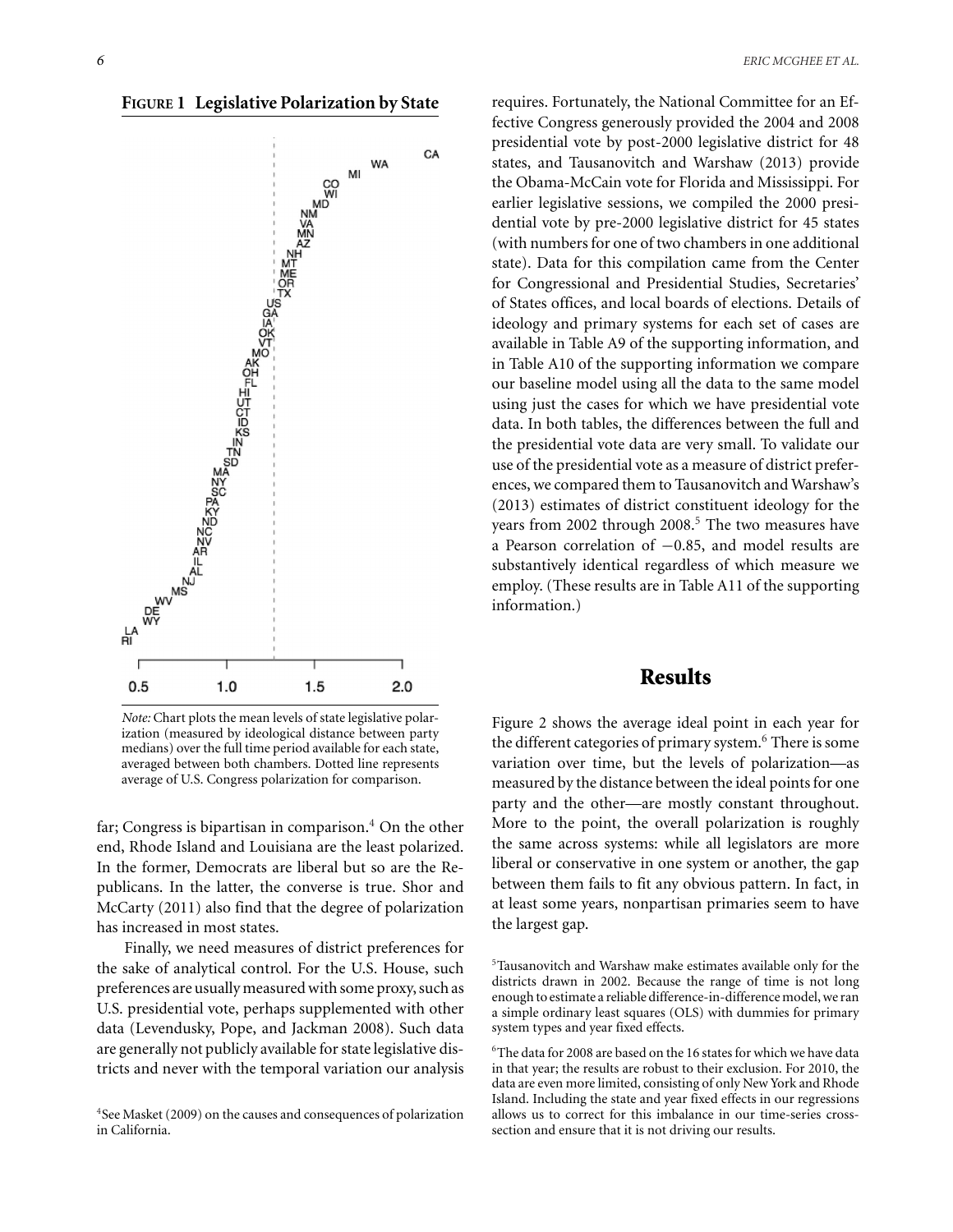**FIGURE 1 Legislative Polarization by State**

*Note:* Chart plots the mean levels of state legislative polarization (measured by ideological distance between party medians) over the full time period available for each state, averaged between both chambers. Dotted line represents average of U.S. Congress polarization for comparison.

far; Congress is bipartisan in comparison.[4] On the other end, Rhode Island and Louisiana are the least polarized. In the former, Democrats are liberal but so are the Republicans. In the latter, the converse is true. Shor and McCarty (2011) also find that the degree of polarization has increased in most states.

Finally, we need measures of district preferences for the sake of analytical control. For the U.S. House, such preferences are usually measured with some proxy, such as U.S. presidential vote, perhaps supplemented with other data (Levendusky, Pope, and Jackman 2008). Such data are generally not publicly available for state legislative districts and never with the temporal variation our analysis requires. Fortunately, the National Committee for an Effective Congress generously provided the 2004 and 2008 presidential vote by post-2000 legislative district for 48 states, and Tausanovitch and Warshaw (2013) provide the Obama-McCain vote for Florida and Mississippi. For earlier legislative sessions, we compiled the 2000 presidential vote by pre-2000 legislative district for 45 states (with numbers for one of two chambers in one additional state). Data for this compilation came from the Center for Congressional and Presidential Studies, Secretaries' of States offices, and local boards of elections. Details of ideology and primary systems for each set of cases are available in Table A9 of the supporting information, and in Table A10 of the supporting information we compare our baseline model using all the data to the same model using just the cases for which we have presidential vote data. In both tables, the differences between the full and the presidential vote data are very small. To validate our use of the presidential vote as a measure of district preferences, we compared them to Tausanovitch and Warshaw's (2013) estimates of district constituent ideology for the years from 2002 through 2008.[5] The two measures have a Pearson correlation of $-0.85$, and model results are substantively identical regardless of which measure we employ. (These results are in Table A11 of the supporting information.)

## Results

Figure 2 shows the average ideal point in each year for the different categories of primary system.[6] There is some variation over time, but the levels of polarization—as measured by the distance between the ideal points for one party and the other—are mostly constant throughout. More to the point, the overall polarization is roughly the same across systems: while all legislators are more liberal or conservative in one system or another, the gap between them fails to fit any obvious pattern. In fact, in at least some years, nonpartisan primaries seem to have the largest gap.

[4] See Masket (2009) on the causes and consequences of polarization in California.

[5] Tausanovitch and Warshaw make estimates available only for the districts drawn in 2002. Because the range of time is not long enough to estimate a reliable difference-in-difference model, we ran a simple ordinary least squares (OLS) with dummies for primary system types and year fixed effects.

[6] The data for 2008 are based on the 16 states for which we have data in that year; the results are robust to their exclusion. For 2010, the data are even more limited, consisting of only New York and Rhode Island. Including the state and year fixed effects in our regressions allows us to correct for this imbalance in our time-series cross-section and ensure that it is not driving our results.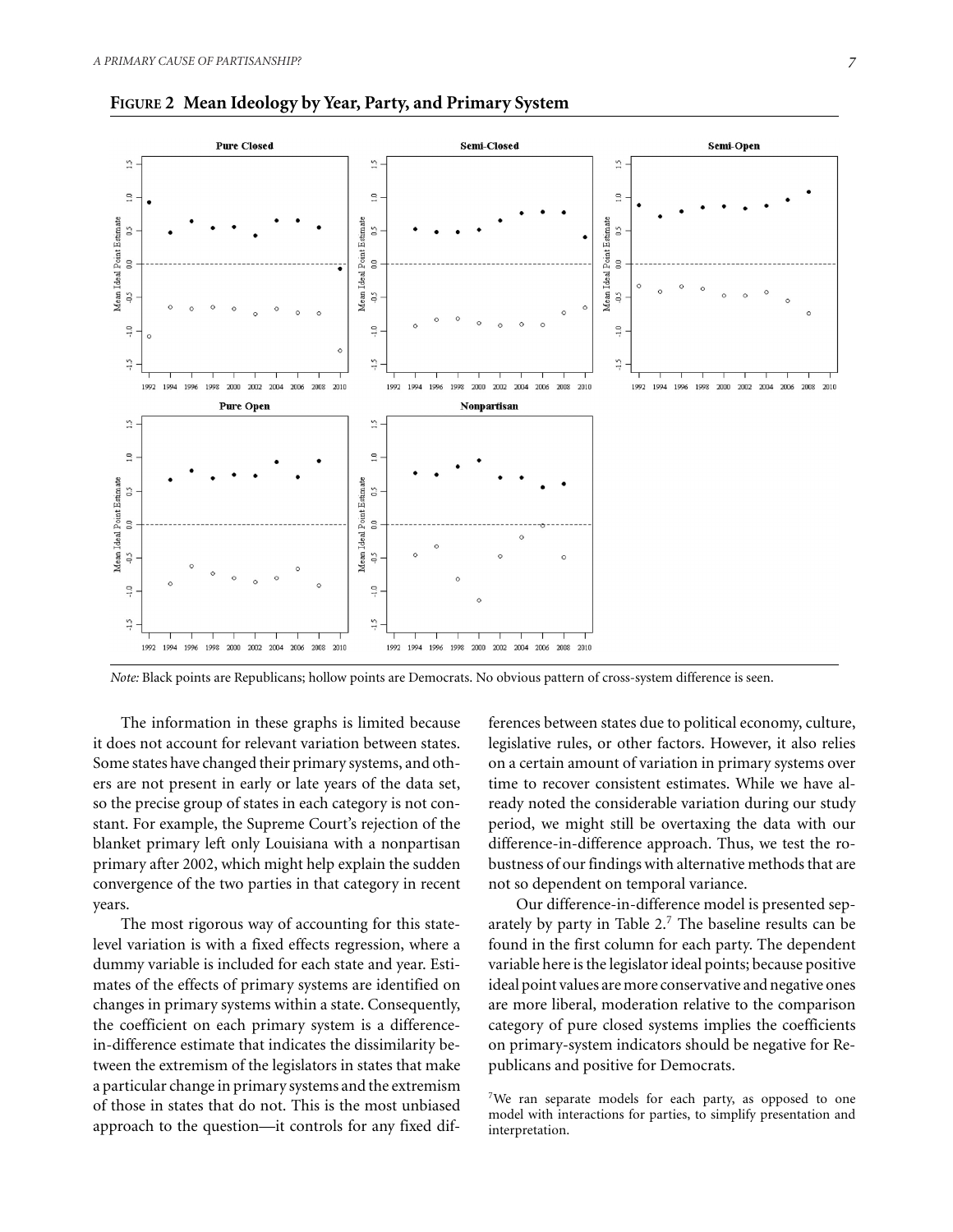**FIGURE 2 Mean Ideology by Year, Party, and Primary System**

*Note:* Black points are Republicans; hollow points are Democrats. No obvious pattern of cross-system difference is seen.

The information in these graphs is limited because it does not account for relevant variation between states. Some states have changed their primary systems, and others are not present in early or late years of the data set, so the precise group of states in each category is not constant. For example, the Supreme Court's rejection of the blanket primary left only Louisiana with a nonpartisan primary after 2002, which might help explain the sudden convergence of the two parties in that category in recent years.

The most rigorous way of accounting for this state-level variation is with a fixed effects regression, where a dummy variable is included for each state and year. Estimates of the effects of primary systems are identified on changes in primary systems within a state. Consequently, the coefficient on each primary system is a difference-in-difference estimate that indicates the dissimilarity between the extremism of the legislators in states that make a particular change in primary systems and the extremism of those in states that do not. This is the most unbiased approach to the question—it controls for any fixed differences between states due to political economy, culture, legislative rules, or other factors. However, it also relies on a certain amount of variation in primary systems over time to recover consistent estimates. While we have already noted the considerable variation during our study period, we might still be overtaxing the data with our difference-in-difference approach. Thus, we test the robustness of our findings with alternative methods that are not so dependent on temporal variance.

Our difference-in-difference model is presented separately by party in Table 2.[7] The baseline results can be found in the first column for each party. The dependent variable here is the legislator ideal points; because positive ideal point values are more conservative and negative ones are more liberal, moderation relative to the comparison category of pure closed systems implies the coefficients on primary-system indicators should be negative for Republicans and positive for Democrats.

[7]We ran separate models for each party, as opposed to one model with interactions for parties, to simplify presentation and interpretation.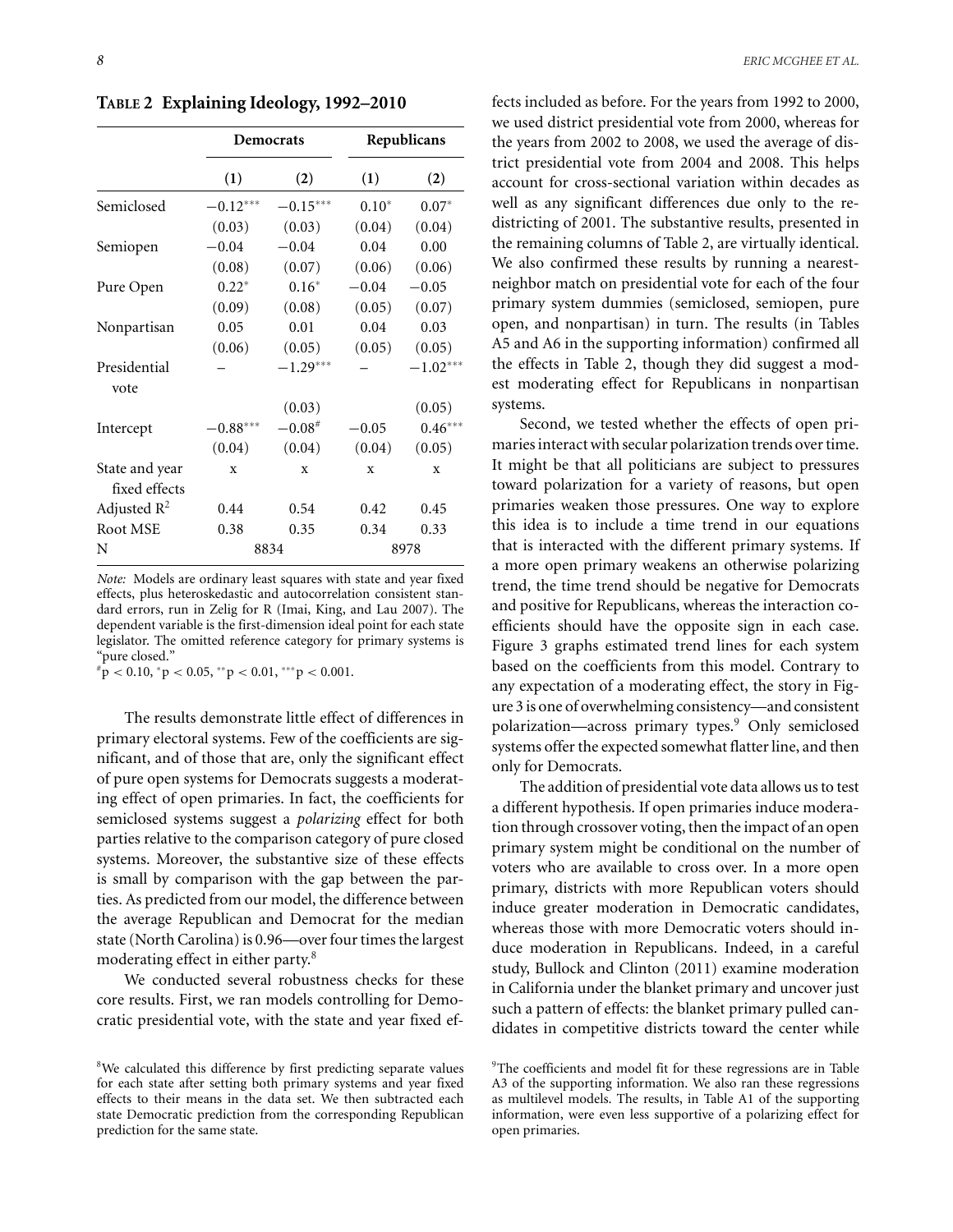**TABLE 2 Explaining Ideology, 1992–2010**

| | Democrats | | Republicans | |
|---|---|---|---|---|
| | (1) | (2) | (1) | (2) |
| Semiclosed | −0.12*** | −0.15*** | 0.10* | 0.07* |
| | (0.03) | (0.03) | (0.04) | (0.04) |
| Semiopen | −0.04 | −0.04 | 0.04 | 0.00 |
| | (0.08) | (0.07) | (0.06) | (0.06) |
| Pure Open | 0.22* | 0.16* | −0.04 | −0.05 |
| | (0.09) | (0.08) | (0.05) | (0.07) |
| Nonpartisan | 0.05 | 0.01 | 0.04 | 0.03 |
| | (0.06) | (0.05) | (0.05) | (0.05) |
| Presidential vote | – | −1.29*** | – | −1.02*** |
| | | (0.03) | | (0.05) |
| Intercept | −0.88*** | −0.08# | −0.05 | 0.46*** |
| | (0.04) | (0.04) | (0.04) | (0.05) |
| State and year fixed effects | x | x | x | x |
| Adjusted $R^2$ | 0.44 | 0.54 | 0.42 | 0.45 |
| Root MSE | 0.38 | 0.35 | 0.34 | 0.33 |
| N | 8834 | | 8978 | |

*Note:* Models are ordinary least squares with state and year fixed effects, plus heteroskedastic and autocorrelation consistent standard errors, run in Zelig for R (Imai, King, and Lau 2007). The dependent variable is the first-dimension ideal point for each state legislator. The omitted reference category for primary systems is "pure closed."

#$p < 0.10$, *$p < 0.05$, **$p < 0.01$, ***$p < 0.001$.

The results demonstrate little effect of differences in primary electoral systems. Few of the coefficients are significant, and of those that are, only the significant effect of pure open systems for Democrats suggests a moderating effect of open primaries. In fact, the coefficients for semiclosed systems suggest a *polarizing* effect for both parties relative to the comparison category of pure closed systems. Moreover, the substantive size of these effects is small by comparison with the gap between the parties. As predicted from our model, the difference between the average Republican and Democrat for the median state (North Carolina) is 0.96—over four times the largest moderating effect in either party.[8]

We conducted several robustness checks for these core results. First, we ran models controlling for Democratic presidential vote, with the state and year fixed effects included as before. For the years from 1992 to 2000, we used district presidential vote from 2000, whereas for the years from 2002 to 2008, we used the average of district presidential vote from 2004 and 2008. This helps account for cross-sectional variation within decades as well as any significant differences due only to the redistricting of 2001. The substantive results, presented in the remaining columns of Table 2, are virtually identical. We also confirmed these results by running a nearest-neighbor match on presidential vote for each of the four primary system dummies (semiclosed, semiopen, pure open, and nonpartisan) in turn. The results (in Tables A5 and A6 in the supporting information) confirmed all the effects in Table 2, though they did suggest a modest moderating effect for Republicans in nonpartisan systems.

Second, we tested whether the effects of open primaries interact with secular polarization trends over time. It might be that all politicians are subject to pressures toward polarization for a variety of reasons, but open primaries weaken those pressures. One way to explore this idea is to include a time trend in our equations that is interacted with the different primary systems. If a more open primary weakens an otherwise polarizing trend, the time trend should be negative for Democrats and positive for Republicans, whereas the interaction coefficients should have the opposite sign in each case. Figure 3 graphs estimated trend lines for each system based on the coefficients from this model. Contrary to any expectation of a moderating effect, the story in Figure 3 is one of overwhelming consistency—and consistent polarization—across primary types.[9] Only semiclosed systems offer the expected somewhat flatter line, and then only for Democrats.

The addition of presidential vote data allows us to test a different hypothesis. If open primaries induce moderation through crossover voting, then the impact of an open primary system might be conditional on the number of voters who are available to cross over. In a more open primary, districts with more Republican voters should induce greater moderation in Democratic candidates, whereas those with more Democratic voters should induce moderation in Republicans. Indeed, in a careful study, Bullock and Clinton (2011) examine moderation in California under the blanket primary and uncover just such a pattern of effects: the blanket primary pulled candidates in competitive districts toward the center while

[8]We calculated this difference by first predicting separate values for each state after setting both primary systems and year fixed effects to their means in the data set. We then subtracted each state Democratic prediction from the corresponding Republican prediction for the same state.

[9]The coefficients and model fit for these regressions are in Table A3 of the supporting information. We also ran these regressions as multilevel models. The results, in Table A1 of the supporting information, were even less supportive of a polarizing effect for open primaries.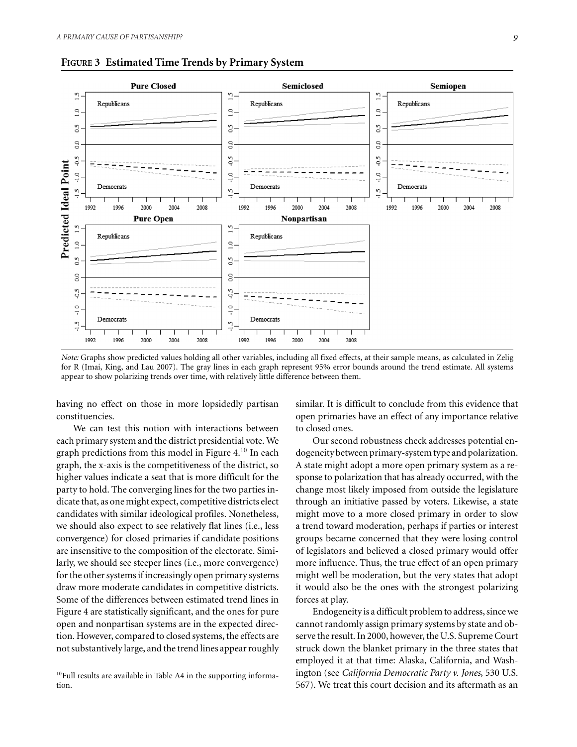**FIGURE 3 Estimated Time Trends by Primary System**

*Note:* Graphs show predicted values holding all other variables, including all fixed effects, at their sample means, as calculated in Zelig for R (Imai, King, and Lau 2007). The gray lines in each graph represent 95% error bounds around the trend estimate. All systems appear to show polarizing trends over time, with relatively little difference between them.

having no effect on those in more lopsidedly partisan constituencies.

We can test this notion with interactions between each primary system and the district presidential vote. We graph predictions from this model in Figure 4.[10] In each graph, the x-axis is the competitiveness of the district, so higher values indicate a seat that is more difficult for the party to hold. The converging lines for the two parties indicate that, as one might expect, competitive districts elect candidates with similar ideological profiles. Nonetheless, we should also expect to see relatively flat lines (i.e., less convergence) for closed primaries if candidate positions are insensitive to the composition of the electorate. Similarly, we should see steeper lines (i.e., more convergence) for the other systems if increasingly open primary systems draw more moderate candidates in competitive districts. Some of the differences between estimated trend lines in Figure 4 are statistically significant, and the ones for pure open and nonpartisan systems are in the expected direction. However, compared to closed systems, the effects are not substantively large, and the trend lines appear roughly similar. It is difficult to conclude from this evidence that open primaries have an effect of any importance relative to closed ones.

Our second robustness check addresses potential endogeneity between primary-system type and polarization. A state might adopt a more open primary system as a response to polarization that has already occurred, with the change most likely imposed from outside the legislature through an initiative passed by voters. Likewise, a state might move to a more closed primary in order to slow a trend toward moderation, perhaps if parties or interest groups became concerned that they were losing control of legislators and believed a closed primary would offer more influence. Thus, the true effect of an open primary might well be moderation, but the very states that adopt it would also be the ones with the strongest polarizing forces at play.

Endogeneity is a difficult problem to address, since we cannot randomly assign primary systems by state and observe the result. In 2000, however, the U.S. Supreme Court struck down the blanket primary in the three states that employed it at that time: Alaska, California, and Washington (see *California Democratic Party v. Jones*, 530 U.S. 567). We treat this court decision and its aftermath as an

[10]Full results are available in Table A4 in the supporting information.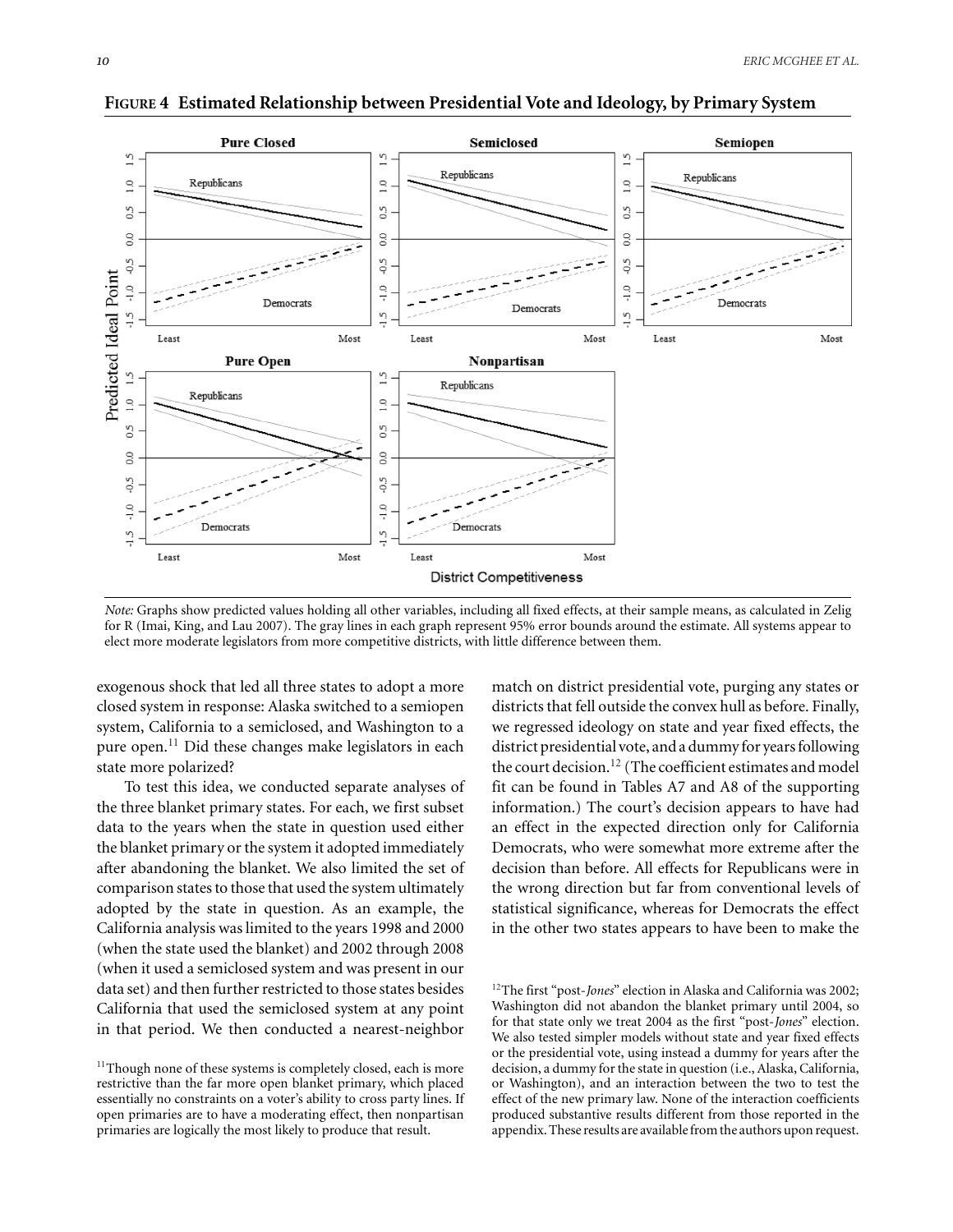**FIGURE 4 Estimated Relationship between Presidential Vote and Ideology, by Primary System**

*Note:* Graphs show predicted values holding all other variables, including all fixed effects, at their sample means, as calculated in Zelig for R (Imai, King, and Lau 2007). The gray lines in each graph represent 95% error bounds around the estimate. All systems appear to elect more moderate legislators from more competitive districts, with little difference between them.

exogenous shock that led all three states to adopt a more closed system in response: Alaska switched to a semiopen system, California to a semiclosed, and Washington to a pure open.[11] Did these changes make legislators in each state more polarized?

To test this idea, we conducted separate analyses of the three blanket primary states. For each, we first subset data to the years when the state in question used either the blanket primary or the system it adopted immediately after abandoning the blanket. We also limited the set of comparison states to those that used the system ultimately adopted by the state in question. As an example, the California analysis was limited to the years 1998 and 2000 (when the state used the blanket) and 2002 through 2008 (when it used a semiclosed system and was present in our data set) and then further restricted to those states besides California that used the semiclosed system at any point in that period. We then conducted a nearest-neighbor match on district presidential vote, purging any states or districts that fell outside the convex hull as before. Finally, we regressed ideology on state and year fixed effects, the district presidential vote, and a dummy for years following the court decision.[12] (The coefficient estimates and model fit can be found in Tables A7 and A8 of the supporting information.) The court's decision appears to have had an effect in the expected direction only for California Democrats, who were somewhat more extreme after the decision than before. All effects for Republicans were in the wrong direction but far from conventional levels of statistical significance, whereas for Democrats the effect in the other two states appears to have been to make the

[11] Though none of these systems is completely closed, each is more restrictive than the far more open blanket primary, which placed essentially no constraints on a voter's ability to cross party lines. If open primaries are to have a moderating effect, then nonpartisan primaries are logically the most likely to produce that result.

[12] The first "post-*Jones*" election in Alaska and California was 2002; Washington did not abandon the blanket primary until 2004, so for that state only we treat 2004 as the first "post-*Jones*" election. We also tested simpler models without state and year fixed effects or the presidential vote, using instead a dummy for years after the decision, a dummy for the state in question (i.e., Alaska, California, or Washington), and an interaction between the two to test the effect of the new primary law. None of the interaction coefficients produced substantive results different from those reported in the appendix. These results are available from the authors upon request.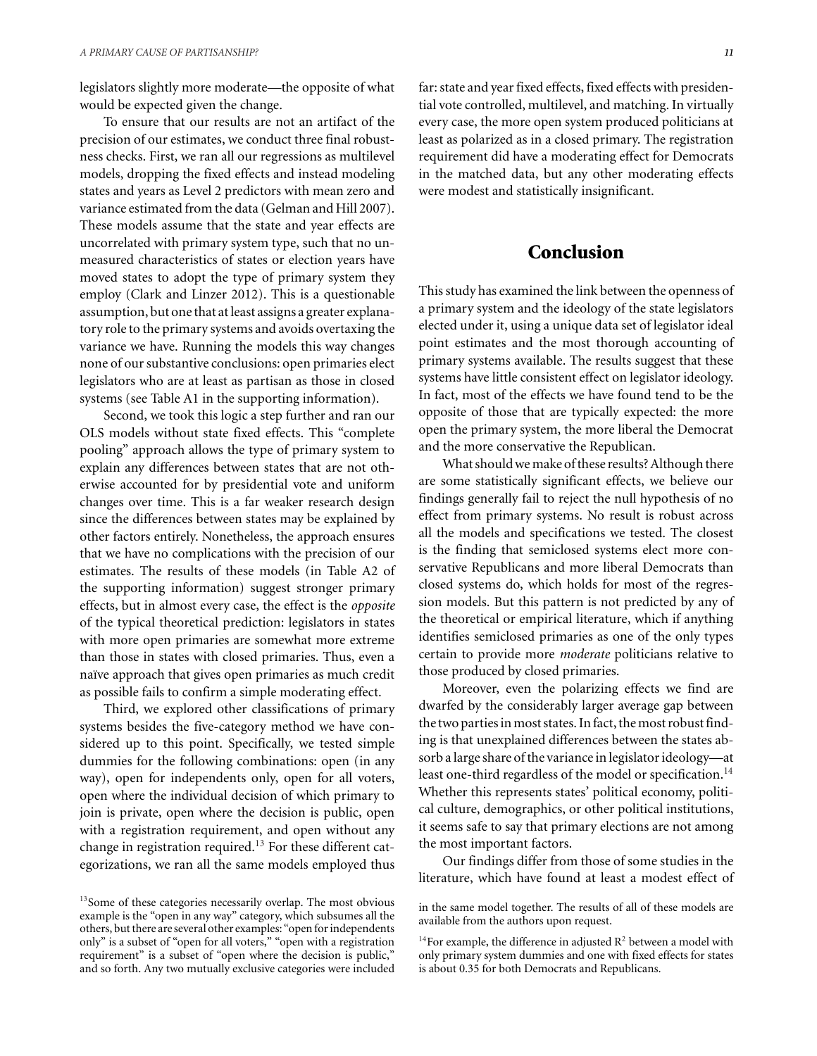legislators slightly more moderate—the opposite of what would be expected given the change.

To ensure that our results are not an artifact of the precision of our estimates, we conduct three final robustness checks. First, we ran all our regressions as multilevel models, dropping the fixed effects and instead modeling states and years as Level 2 predictors with mean zero and variance estimated from the data (Gelman and Hill 2007). These models assume that the state and year effects are uncorrelated with primary system type, such that no unmeasured characteristics of states or election years have moved states to adopt the type of primary system they employ (Clark and Linzer 2012). This is a questionable assumption, but one that at least assigns a greater explanatory role to the primary systems and avoids overtaxing the variance we have. Running the models this way changes none of our substantive conclusions: open primaries elect legislators who are at least as partisan as those in closed systems (see Table A1 in the supporting information).

Second, we took this logic a step further and ran our OLS models without state fixed effects. This "complete pooling" approach allows the type of primary system to explain any differences between states that are not otherwise accounted for by presidential vote and uniform changes over time. This is a far weaker research design since the differences between states may be explained by other factors entirely. Nonetheless, the approach ensures that we have no complications with the precision of our estimates. The results of these models (in Table A2 of the supporting information) suggest stronger primary effects, but in almost every case, the effect is the *opposite* of the typical theoretical prediction: legislators in states with more open primaries are somewhat more extreme than those in states with closed primaries. Thus, even a naïve approach that gives open primaries as much credit as possible fails to confirm a simple moderating effect.

Third, we explored other classifications of primary systems besides the five-category method we have considered up to this point. Specifically, we tested simple dummies for the following combinations: open (in any way), open for independents only, open for all voters, open where the individual decision of which primary to join is private, open where the decision is public, open with a registration requirement, and open without any change in registration required.[13] For these different categorizations, we ran all the same models employed thus far: state and year fixed effects, fixed effects with presidential vote controlled, multilevel, and matching. In virtually every case, the more open system produced politicians at least as polarized as in a closed primary. The registration requirement did have a moderating effect for Democrats in the matched data, but any other moderating effects were modest and statistically insignificant.

## Conclusion

This study has examined the link between the openness of a primary system and the ideology of the state legislators elected under it, using a unique data set of legislator ideal point estimates and the most thorough accounting of primary systems available. The results suggest that these systems have little consistent effect on legislator ideology. In fact, most of the effects we have found tend to be the opposite of those that are typically expected: the more open the primary system, the more liberal the Democrat and the more conservative the Republican.

What should we make of these results? Although there are some statistically significant effects, we believe our findings generally fail to reject the null hypothesis of no effect from primary systems. No result is robust across all the models and specifications we tested. The closest is the finding that semiclosed systems elect more conservative Republicans and more liberal Democrats than closed systems do, which holds for most of the regression models. But this pattern is not predicted by any of the theoretical or empirical literature, which if anything identifies semiclosed primaries as one of the only types certain to provide more *moderate* politicians relative to those produced by closed primaries.

Moreover, even the polarizing effects we find are dwarfed by the considerably larger average gap between the two parties in most states. In fact, the most robust finding is that unexplained differences between the states absorb a large share of the variance in legislator ideology—at least one-third regardless of the model or specification.[14] Whether this represents states' political economy, political culture, demographics, or other political institutions, it seems safe to say that primary elections are not among the most important factors.

Our findings differ from those of some studies in the literature, which have found at least a modest effect of

[13]Some of these categories necessarily overlap. The most obvious example is the "open in any way" category, which subsumes all the others, but there are several other examples: "open for independents only" is a subset of "open for all voters," "open with a registration requirement" is a subset of "open where the decision is public," and so forth. Any two mutually exclusive categories were included in the same model together. The results of all of these models are available from the authors upon request.

[14]For example, the difference in adjusted $R^2$ between a model with only primary system dummies and one with fixed effects for states is about 0.35 for both Democrats and Republicans.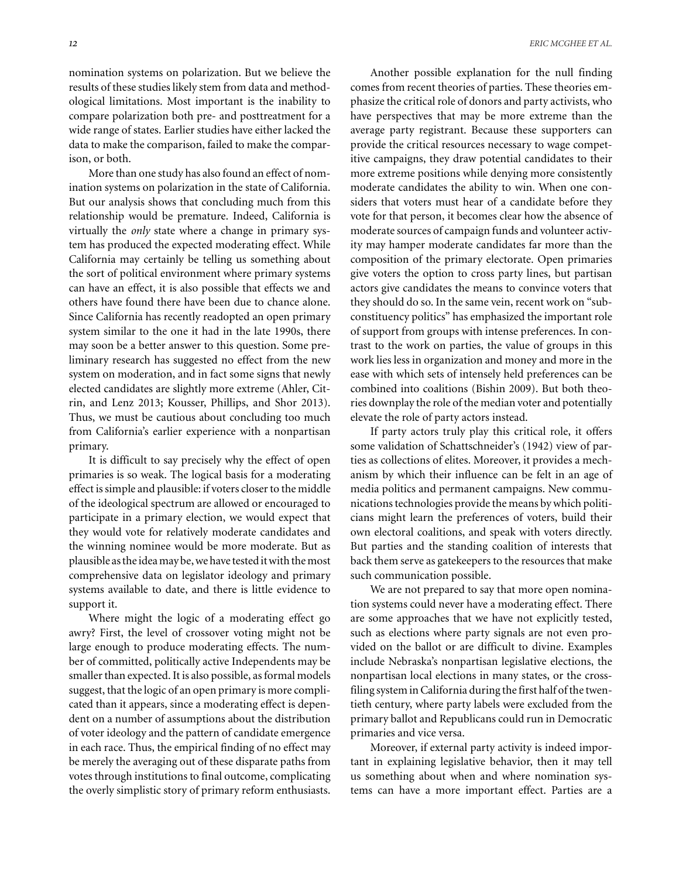nomination systems on polarization. But we believe the results of these studies likely stem from data and methodological limitations. Most important is the inability to compare polarization both pre- and posttreatment for a wide range of states. Earlier studies have either lacked the data to make the comparison, failed to make the comparison, or both.

More than one study has also found an effect of nomination systems on polarization in the state of California. But our analysis shows that concluding much from this relationship would be premature. Indeed, California is virtually the *only* state where a change in primary system has produced the expected moderating effect. While California may certainly be telling us something about the sort of political environment where primary systems can have an effect, it is also possible that effects we and others have found there have been due to chance alone. Since California has recently readopted an open primary system similar to the one it had in the late 1990s, there may soon be a better answer to this question. Some preliminary research has suggested no effect from the new system on moderation, and in fact some signs that newly elected candidates are slightly more extreme (Ahler, Citrin, and Lenz 2013; Kousser, Phillips, and Shor 2013). Thus, we must be cautious about concluding too much from California's earlier experience with a nonpartisan primary.

It is difficult to say precisely why the effect of open primaries is so weak. The logical basis for a moderating effect is simple and plausible: if voters closer to the middle of the ideological spectrum are allowed or encouraged to participate in a primary election, we would expect that they would vote for relatively moderate candidates and the winning nominee would be more moderate. But as plausible as the idea may be, we have tested it with the most comprehensive data on legislator ideology and primary systems available to date, and there is little evidence to support it.

Where might the logic of a moderating effect go awry? First, the level of crossover voting might not be large enough to produce moderating effects. The number of committed, politically active Independents may be smaller than expected. It is also possible, as formal models suggest, that the logic of an open primary is more complicated than it appears, since a moderating effect is dependent on a number of assumptions about the distribution of voter ideology and the pattern of candidate emergence in each race. Thus, the empirical finding of no effect may be merely the averaging out of these disparate paths from votes through institutions to final outcome, complicating the overly simplistic story of primary reform enthusiasts.

Another possible explanation for the null finding comes from recent theories of parties. These theories emphasize the critical role of donors and party activists, who have perspectives that may be more extreme than the average party registrant. Because these supporters can provide the critical resources necessary to wage competitive campaigns, they draw potential candidates to their more extreme positions while denying more consistently moderate candidates the ability to win. When one considers that voters must hear of a candidate before they vote for that person, it becomes clear how the absence of moderate sources of campaign funds and volunteer activity may hamper moderate candidates far more than the composition of the primary electorate. Open primaries give voters the option to cross party lines, but partisan actors give candidates the means to convince voters that they should do so. In the same vein, recent work on "subconstituency politics" has emphasized the important role of support from groups with intense preferences. In contrast to the work on parties, the value of groups in this work lies less in organization and money and more in the ease with which sets of intensely held preferences can be combined into coalitions (Bishin 2009). But both theories downplay the role of the median voter and potentially elevate the role of party actors instead.

If party actors truly play this critical role, it offers some validation of Schattschneider's (1942) view of parties as collections of elites. Moreover, it provides a mechanism by which their influence can be felt in an age of media politics and permanent campaigns. New communications technologies provide the means by which politicians might learn the preferences of voters, build their own electoral coalitions, and speak with voters directly. But parties and the standing coalition of interests that back them serve as gatekeepers to the resources that make such communication possible.

We are not prepared to say that more open nomination systems could never have a moderating effect. There are some approaches that we have not explicitly tested, such as elections where party signals are not even provided on the ballot or are difficult to divine. Examples include Nebraska's nonpartisan legislative elections, the nonpartisan local elections in many states, or the cross-filing system in California during the first half of the twentieth century, where party labels were excluded from the primary ballot and Republicans could run in Democratic primaries and vice versa.

Moreover, if external party activity is indeed important in explaining legislative behavior, then it may tell us something about when and where nomination systems can have a more important effect. Parties are a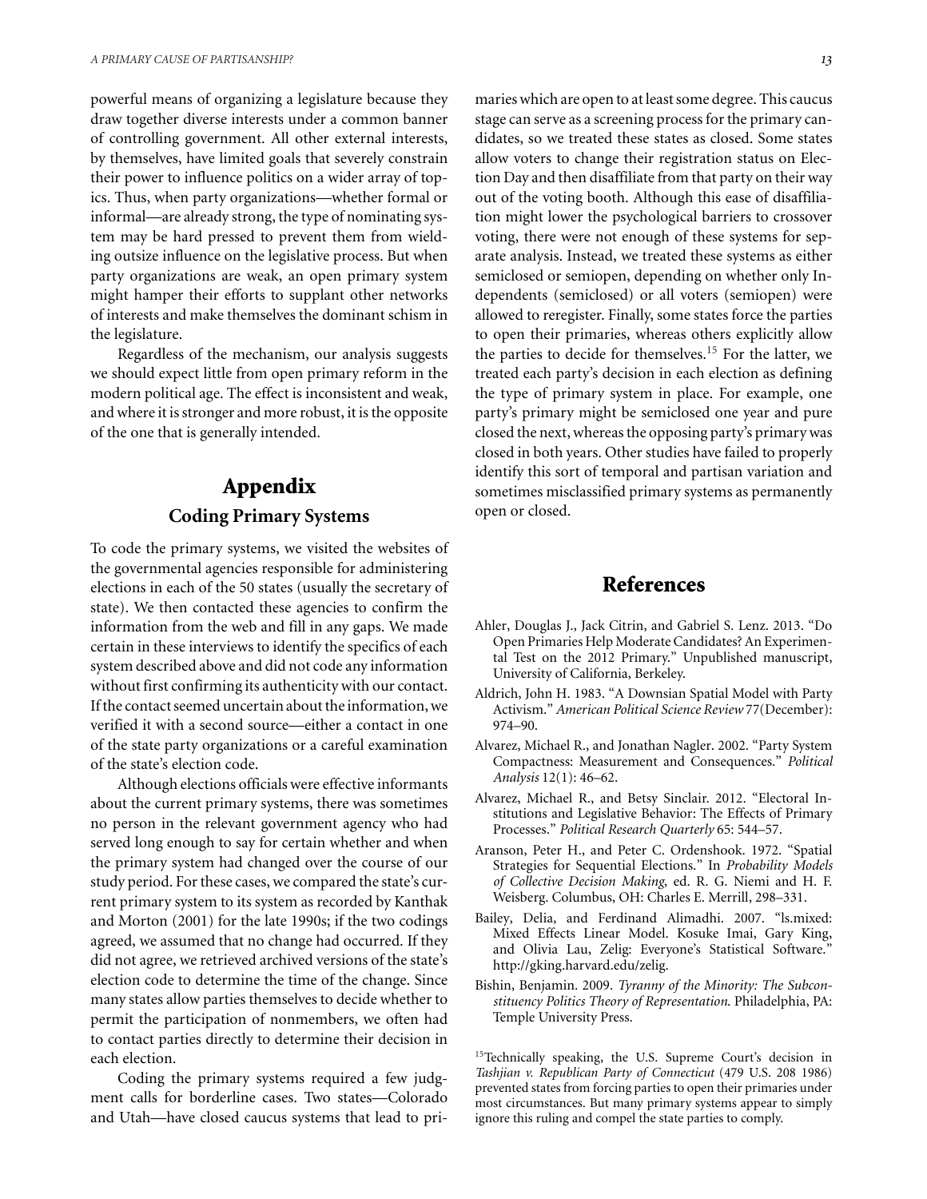powerful means of organizing a legislature because they draw together diverse interests under a common banner of controlling government. All other external interests, by themselves, have limited goals that severely constrain their power to influence politics on a wider array of topics. Thus, when party organizations—whether formal or informal—are already strong, the type of nominating system may be hard pressed to prevent them from wielding outsize influence on the legislative process. But when party organizations are weak, an open primary system might hamper their efforts to supplant other networks of interests and make themselves the dominant schism in the legislature.

Regardless of the mechanism, our analysis suggests we should expect little from open primary reform in the modern political age. The effect is inconsistent and weak, and where it is stronger and more robust, it is the opposite of the one that is generally intended.

# Appendix

## Coding Primary Systems

To code the primary systems, we visited the websites of the governmental agencies responsible for administering elections in each of the 50 states (usually the secretary of state). We then contacted these agencies to confirm the information from the web and fill in any gaps. We made certain in these interviews to identify the specifics of each system described above and did not code any information without first confirming its authenticity with our contact. If the contact seemed uncertain about the information, we verified it with a second source—either a contact in one of the state party organizations or a careful examination of the state's election code.

Although elections officials were effective informants about the current primary systems, there was sometimes no person in the relevant government agency who had served long enough to say for certain whether and when the primary system had changed over the course of our study period. For these cases, we compared the state's current primary system to its system as recorded by Kanthak and Morton (2001) for the late 1990s; if the two codings agreed, we assumed that no change had occurred. If they did not agree, we retrieved archived versions of the state's election code to determine the time of the change. Since many states allow parties themselves to decide whether to permit the participation of nonmembers, we often had to contact parties directly to determine their decision in each election.

Coding the primary systems required a few judgment calls for borderline cases. Two states—Colorado and Utah—have closed caucus systems that lead to primaries which are open to at least some degree. This caucus stage can serve as a screening process for the primary candidates, so we treated these states as closed. Some states allow voters to change their registration status on Election Day and then disaffiliate from that party on their way out of the voting booth. Although this ease of disaffiliation might lower the psychological barriers to crossover voting, there were not enough of these systems for separate analysis. Instead, we treated these systems as either semiclosed or semiopen, depending on whether only Independents (semiclosed) or all voters (semiopen) were allowed to reregister. Finally, some states force the parties to open their primaries, whereas others explicitly allow the parties to decide for themselves.[15] For the latter, we treated each party's decision in each election as defining the type of primary system in place. For example, one party's primary might be semiclosed one year and pure closed the next, whereas the opposing party's primary was closed in both years. Other studies have failed to properly identify this sort of temporal and partisan variation and sometimes misclassified primary systems as permanently open or closed.

# References

Ahler, Douglas J., Jack Citrin, and Gabriel S. Lenz. 2013. "Do Open Primaries Help Moderate Candidates? An Experimental Test on the 2012 Primary." Unpublished manuscript, University of California, Berkeley.

Aldrich, John H. 1983. "A Downsian Spatial Model with Party Activism." *American Political Science Review* 77(December): 974–90.

Alvarez, Michael R., and Jonathan Nagler. 2002. "Party System Compactness: Measurement and Consequences." *Political Analysis* 12(1): 46–62.

Alvarez, Michael R., and Betsy Sinclair. 2012. "Electoral Institutions and Legislative Behavior: The Effects of Primary Processes." *Political Research Quarterly* 65: 544–57.

Aranson, Peter H., and Peter C. Ordenshook. 1972. "Spatial Strategies for Sequential Elections." In *Probability Models of Collective Decision Making*, ed. R. G. Niemi and H. F. Weisberg. Columbus, OH: Charles E. Merrill, 298–331.

Bailey, Delia, and Ferdinand Alimadhi. 2007. "ls.mixed: Mixed Effects Linear Model. Kosuke Imai, Gary King, and Olivia Lau, Zelig: Everyone's Statistical Software." http://gking.harvard.edu/zelig.

Bishin, Benjamin. 2009. *Tyranny of the Minority: The Subconstituency Politics Theory of Representation*. Philadelphia, PA: Temple University Press.

[15]Technically speaking, the U.S. Supreme Court's decision in *Tashjian v. Republican Party of Connecticut* (479 U.S. 208 1986) prevented states from forcing parties to open their primaries under most circumstances. But many primary systems appear to simply ignore this ruling and compel the state parties to comply.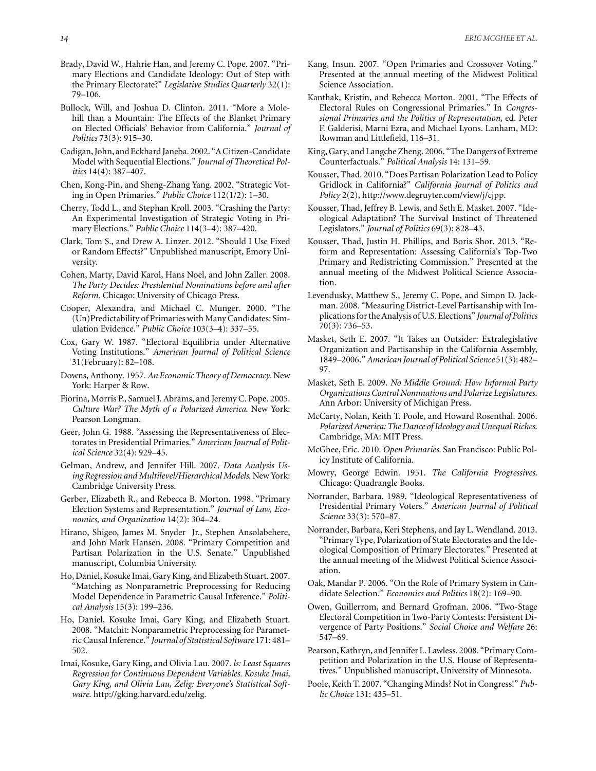Brady, David W., Hahrie Han, and Jeremy C. Pope. 2007. "Primary Elections and Candidate Ideology: Out of Step with the Primary Electorate?" *Legislative Studies Quarterly* 32(1): 79–106.

Bullock, Will, and Joshua D. Clinton. 2011. "More a Molehill than a Mountain: The Effects of the Blanket Primary on Elected Officials' Behavior from California." *Journal of Politics* 73(3): 915–30.

Cadigan, John, and Eckhard Janeba. 2002. "A Citizen-Candidate Model with Sequential Elections." *Journal of Theoretical Politics* 14(4): 387–407.

Chen, Kong-Pin, and Sheng-Zhang Yang. 2002. "Strategic Voting in Open Primaries." *Public Choice* 112(1/2): 1–30.

Cherry, Todd L., and Stephan Kroll. 2003. "Crashing the Party: An Experimental Investigation of Strategic Voting in Primary Elections." *Public Choice* 114(3–4): 387–420.

Clark, Tom S., and Drew A. Linzer. 2012. "Should I Use Fixed or Random Effects?" Unpublished manuscript, Emory University.

Cohen, Marty, David Karol, Hans Noel, and John Zaller. 2008. *The Party Decides: Presidential Nominations before and after Reform.* Chicago: University of Chicago Press.

Cooper, Alexandra, and Michael C. Munger. 2000. "The (Un)Predictability of Primaries with Many Candidates: Simulation Evidence." *Public Choice* 103(3–4): 337–55.

Cox, Gary W. 1987. "Electoral Equilibria under Alternative Voting Institutions." *American Journal of Political Science* 31(February): 82–108.

Downs, Anthony. 1957. *An Economic Theory of Democracy.* New York: Harper & Row.

Fiorina, Morris P., Samuel J. Abrams, and Jeremy C. Pope. 2005. *Culture War? The Myth of a Polarized America.* New York: Pearson Longman.

Geer, John G. 1988. "Assessing the Representativeness of Electorates in Presidential Primaries." *American Journal of Political Science* 32(4): 929–45.

Gelman, Andrew, and Jennifer Hill. 2007. *Data Analysis Using Regression and Multilevel/Hierarchical Models.* New York: Cambridge University Press.

Gerber, Elizabeth R., and Rebecca B. Morton. 1998. "Primary Election Systems and Representation." *Journal of Law, Economics, and Organization* 14(2): 304–24.

Hirano, Shigeo, James M. Snyder Jr., Stephen Ansolabehere, and John Mark Hansen. 2008. "Primary Competition and Partisan Polarization in the U.S. Senate." Unpublished manuscript, Columbia University.

Ho, Daniel, Kosuke Imai, Gary King, and Elizabeth Stuart. 2007. "Matching as Nonparametric Preprocessing for Reducing Model Dependence in Parametric Causal Inference." *Political Analysis* 15(3): 199–236.

Ho, Daniel, Kosuke Imai, Gary King, and Elizabeth Stuart. 2008. "Matchit: Nonparametric Preprocessing for Parametric Causal Inference." *Journal of Statistical Software* 171: 481–502.

Imai, Kosuke, Gary King, and Olivia Lau. 2007. *ls: Least Squares Regression for Continuous Dependent Variables. Kosuke Imai, Gary King, and Olivia Lau, Zelig: Everyone's Statistical Software.* http://gking.harvard.edu/zelig.

Kang, Insun. 2007. "Open Primaries and Crossover Voting." Presented at the annual meeting of the Midwest Political Science Association.

Kanthak, Kristin, and Rebecca Morton. 2001. "The Effects of Electoral Rules on Congressional Primaries." In *Congressional Primaries and the Politics of Representation*, ed. Peter F. Galderisi, Marni Ezra, and Michael Lyons. Lanham, MD: Rowman and Littlefield, 116–31.

King, Gary, and Langche Zheng. 2006. "The Dangers of Extreme Counterfactuals." *Political Analysis* 14: 131–59.

Kousser, Thad. 2010. "Does Partisan Polarization Lead to Policy Gridlock in California?" *California Journal of Politics and Policy* 2(2), http://www.degruyter.com/view/j/cjpp.

Kousser, Thad, Jeffrey B. Lewis, and Seth E. Masket. 2007. "Ideological Adaptation? The Survival Instinct of Threatened Legislators." *Journal of Politics* 69(3): 828–43.

Kousser, Thad, Justin H. Phillips, and Boris Shor. 2013. "Reform and Representation: Assessing California's Top-Two Primary and Redistricting Commission." Presented at the annual meeting of the Midwest Political Science Association.

Levendusky, Matthew S., Jeremy C. Pope, and Simon D. Jackman. 2008. "Measuring District-Level Partisanship with Implications for the Analysis of U.S. Elections" *Journal of Politics* 70(3): 736–53.

Masket, Seth E. 2007. "It Takes an Outsider: Extralegislative Organization and Partisanship in the California Assembly, 1849–2006." *American Journal of Political Science* 51(3): 482–97.

Masket, Seth E. 2009. *No Middle Ground: How Informal Party Organizations Control Nominations and Polarize Legislatures.* Ann Arbor: University of Michigan Press.

McCarty, Nolan, Keith T. Poole, and Howard Rosenthal. 2006. *Polarized America: The Dance of Ideology and Unequal Riches.* Cambridge, MA: MIT Press.

McGhee, Eric. 2010. *Open Primaries.* San Francisco: Public Policy Institute of California.

Mowry, George Edwin. 1951. *The California Progressives.* Chicago: Quadrangle Books.

Norrander, Barbara. 1989. "Ideological Representativeness of Presidential Primary Voters." *American Journal of Political Science* 33(3): 570–87.

Norrander, Barbara, Keri Stephens, and Jay L. Wendland. 2013. "Primary Type, Polarization of State Electorates and the Ideological Composition of Primary Electorates." Presented at the annual meeting of the Midwest Political Science Association.

Oak, Mandar P. 2006. "On the Role of Primary System in Candidate Selection." *Economics and Politics* 18(2): 169–90.

Owen, Guillerrom, and Bernard Grofman. 2006. "Two-Stage Electoral Competition in Two-Party Contests: Persistent Divergence of Party Positions." *Social Choice and Welfare* 26: 547–69.

Pearson, Kathryn, and Jennifer L. Lawless. 2008. "Primary Competition and Polarization in the U.S. House of Representatives." Unpublished manuscript, University of Minnesota.

Poole, Keith T. 2007. "Changing Minds? Not in Congress!" *Public Choice* 131: 435–51.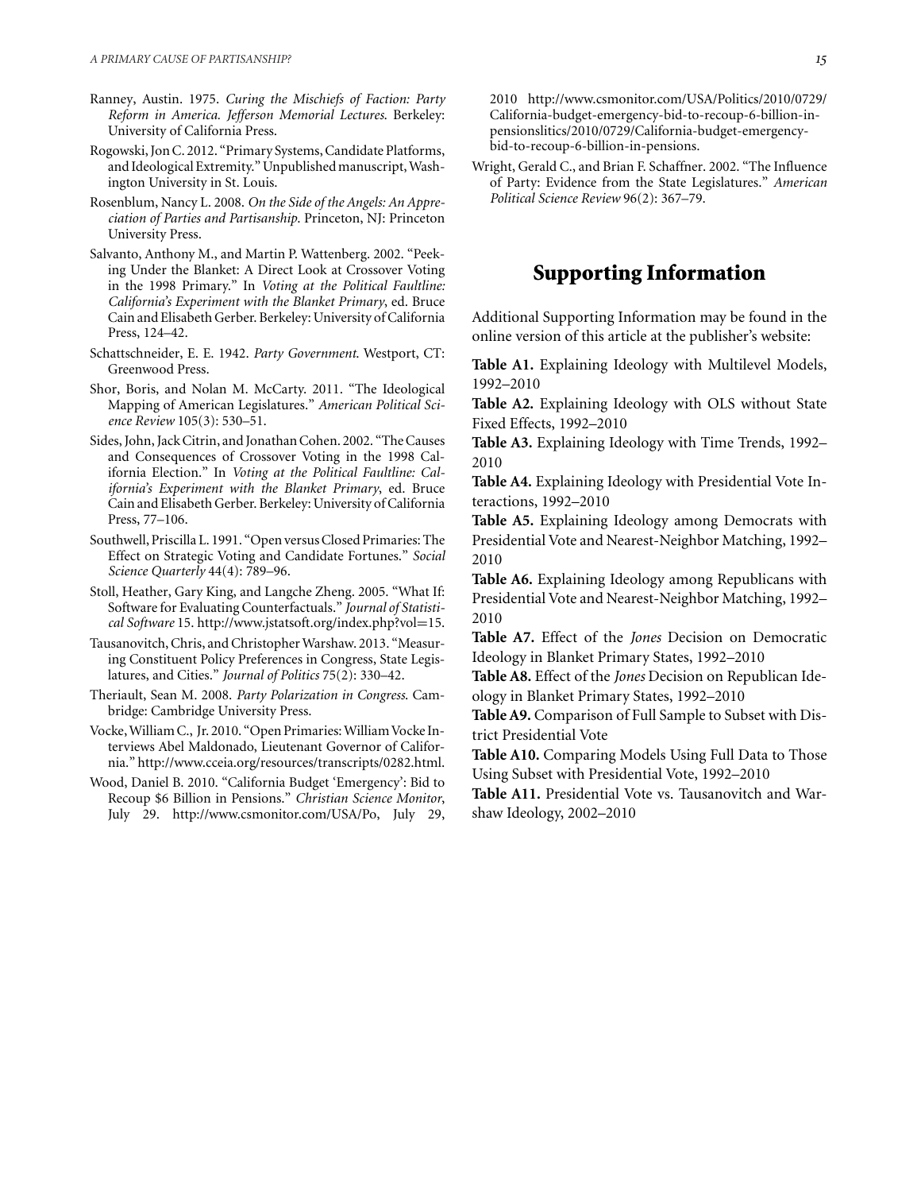Ranney, Austin. 1975. *Curing the Mischiefs of Faction: Party Reform in America. Jefferson Memorial Lectures*. Berkeley: University of California Press.

Rogowski, Jon C. 2012. "Primary Systems, Candidate Platforms, and Ideological Extremity." Unpublished manuscript, Washington University in St. Louis.

Rosenblum, Nancy L. 2008. *On the Side of the Angels: An Appreciation of Parties and Partisanship*. Princeton, NJ: Princeton University Press.

Salvanto, Anthony M., and Martin P. Wattenberg. 2002. "Peeking Under the Blanket: A Direct Look at Crossover Voting in the 1998 Primary." In *Voting at the Political Faultline: California's Experiment with the Blanket Primary*, ed. Bruce Cain and Elisabeth Gerber. Berkeley: University of California Press, 124–42.

Schattschneider, E. E. 1942. *Party Government*. Westport, CT: Greenwood Press.

Shor, Boris, and Nolan M. McCarty. 2011. "The Ideological Mapping of American Legislatures." *American Political Science Review* 105(3): 530–51.

Sides, John, Jack Citrin, and Jonathan Cohen. 2002. "The Causes and Consequences of Crossover Voting in the 1998 California Election." In *Voting at the Political Faultline: California's Experiment with the Blanket Primary*, ed. Bruce Cain and Elisabeth Gerber. Berkeley: University of California Press, 77–106.

Southwell, Priscilla L. 1991. "Open versus Closed Primaries: The Effect on Strategic Voting and Candidate Fortunes." *Social Science Quarterly* 44(4): 789–96.

Stoll, Heather, Gary King, and Langche Zheng. 2005. "What If: Software for Evaluating Counterfactuals." *Journal of Statistical Software* 15. http://www.jstatsoft.org/index.php?vol=15.

Tausanovitch, Chris, and Christopher Warshaw. 2013. "Measuring Constituent Policy Preferences in Congress, State Legislatures, and Cities." *Journal of Politics* 75(2): 330–42.

Theriault, Sean M. 2008. *Party Polarization in Congress*. Cambridge: Cambridge University Press.

Vocke, William C., Jr. 2010. "Open Primaries: William Vocke Interviews Abel Maldonado, Lieutenant Governor of California." http://www.cceia.org/resources/transcripts/0282.html.

Wood, Daniel B. 2010. "California Budget 'Emergency': Bid to Recoup $6 Billion in Pensions." *Christian Science Monitor*, July 29. http://www.csmonitor.com/USA/Po, July 29, 2010 http://www.csmonitor.com/USA/Politics/2010/0729/California-budget-emergency-bid-to-recoup-6-billion-in-pensionslitics/2010/0729/California-budget-emergency-bid-to-recoup-6-billion-in-pensions.

Wright, Gerald C., and Brian F. Schaffner. 2002. "The Influence of Party: Evidence from the State Legislatures." *American Political Science Review* 96(2): 367–79.

# Supporting Information

Additional Supporting Information may be found in the online version of this article at the publisher's website:

**Table A1.** Explaining Ideology with Multilevel Models, 1992–2010

**Table A2.** Explaining Ideology with OLS without State Fixed Effects, 1992–2010

**Table A3.** Explaining Ideology with Time Trends, 1992–2010

**Table A4.** Explaining Ideology with Presidential Vote Interactions, 1992–2010

**Table A5.** Explaining Ideology among Democrats with Presidential Vote and Nearest-Neighbor Matching, 1992–2010

**Table A6.** Explaining Ideology among Republicans with Presidential Vote and Nearest-Neighbor Matching, 1992–2010

**Table A7.** Effect of the *Jones* Decision on Democratic Ideology in Blanket Primary States, 1992–2010

**Table A8.** Effect of the *Jones* Decision on Republican Ideology in Blanket Primary States, 1992–2010

**Table A9.** Comparison of Full Sample to Subset with District Presidential Vote

**Table A10.** Comparing Models Using Full Data to Those Using Subset with Presidential Vote, 1992–2010

**Table A11.** Presidential Vote vs. Tausanovitch and Warshaw Ideology, 2002–2010